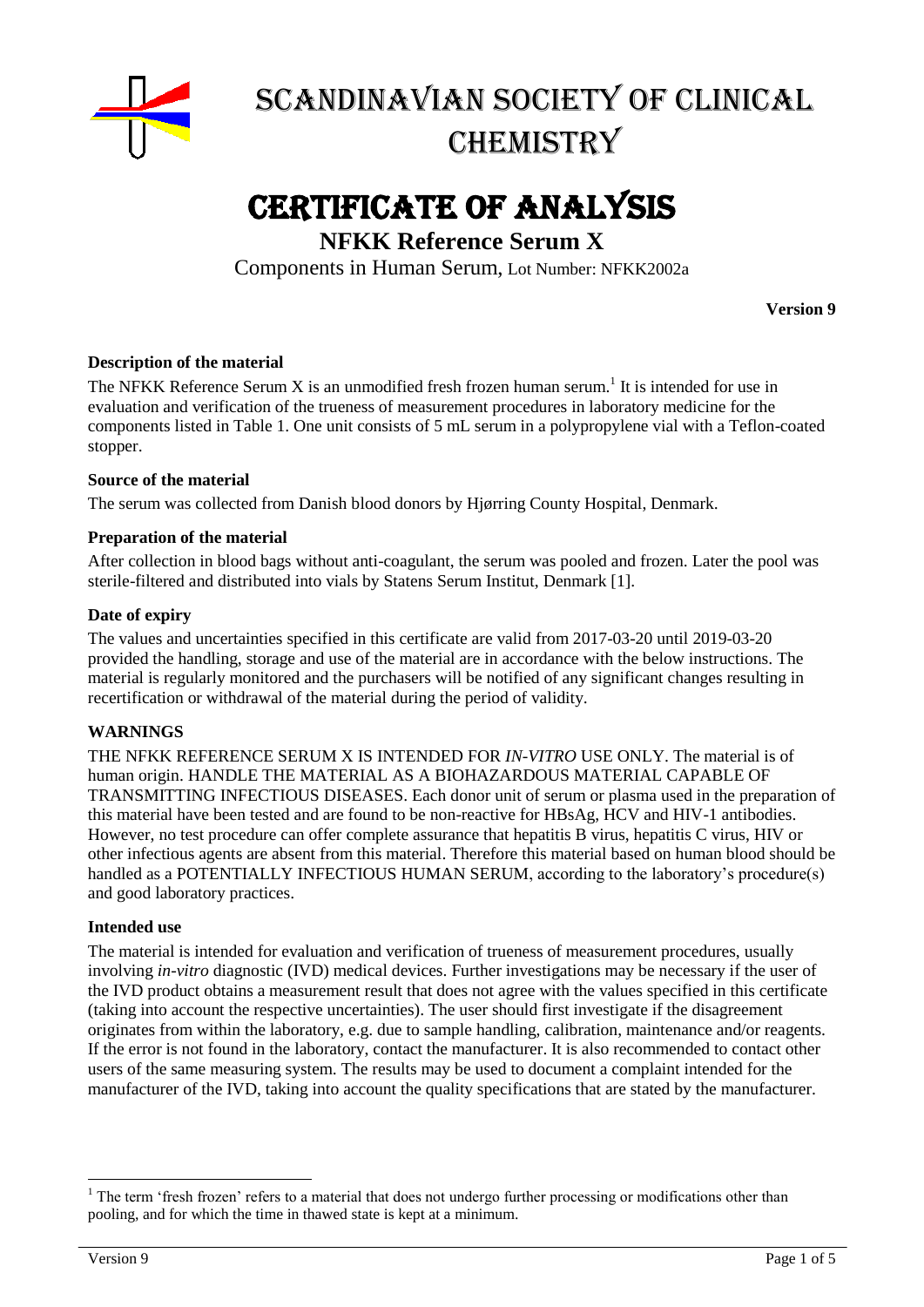# Scandinavian Society of Clinical Chemistry

# Certificate of Analysis

## NFKK Reference Serum X

Components in Human Serum, Lot Number: NFKK2002a

**Version 9**

### Description of the material

The NFKK Reference Serum X is an unmodified fresh frozen human serum.[1] It is intended for use in evaluation and verification of the trueness of measurement procedures in laboratory medicine for the components listed in Table 1. One unit consists of 5 mL serum in a polypropylene vial with a Teflon-coated stopper.

### Source of the material

The serum was collected from Danish blood donors by Hjørring County Hospital, Denmark.

### Preparation of the material

After collection in blood bags without anti-coagulant, the serum was pooled and frozen. Later the pool was sterile-filtered and distributed into vials by Statens Serum Institut, Denmark [1].

### Date of expiry

The values and uncertainties specified in this certificate are valid from 2017-03-20 until 2019-03-20 provided the handling, storage and use of the material are in accordance with the below instructions. The material is regularly monitored and the purchasers will be notified of any significant changes resulting in recertification or withdrawal of the material during the period of validity.

### WARNINGS

THE NFKK REFERENCE SERUM X IS INTENDED FOR *IN-VITRO* USE ONLY. The material is of human origin. HANDLE THE MATERIAL AS A BIOHAZARDOUS MATERIAL CAPABLE OF TRANSMITTING INFECTIOUS DISEASES. Each donor unit of serum or plasma used in the preparation of this material have been tested and are found to be non-reactive for HBsAg, HCV and HIV-1 antibodies. However, no test procedure can offer complete assurance that hepatitis B virus, hepatitis C virus, HIV or other infectious agents are absent from this material. Therefore this material based on human blood should be handled as a POTENTIALLY INFECTIOUS HUMAN SERUM, according to the laboratory's procedure(s) and good laboratory practices.

### Intended use

The material is intended for evaluation and verification of trueness of measurement procedures, usually involving *in-vitro* diagnostic (IVD) medical devices. Further investigations may be necessary if the user of the IVD product obtains a measurement result that does not agree with the values specified in this certificate (taking into account the respective uncertainties). The user should first investigate if the disagreement originates from within the laboratory, e.g. due to sample handling, calibration, maintenance and/or reagents. If the error is not found in the laboratory, contact the manufacturer. It is also recommended to contact other users of the same measuring system. The results may be used to document a complaint intended for the manufacturer of the IVD, taking into account the quality specifications that are stated by the manufacturer.

---

[1] The term 'fresh frozen' refers to a material that does not undergo further processing or modifications other than pooling, and for which the time in thawed state is kept at a minimum.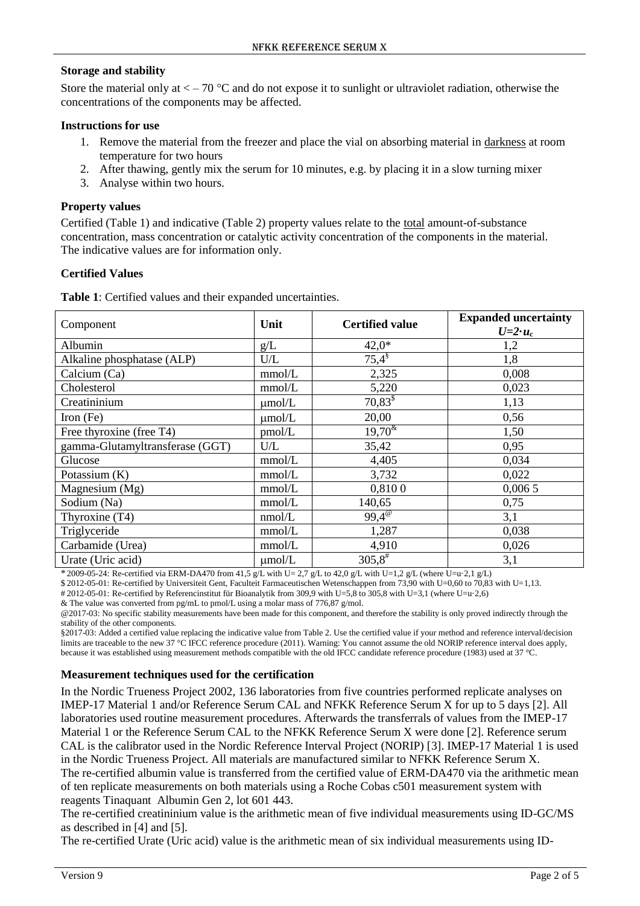### Storage and stability

Store the material only at < – 70 °C and do not expose it to sunlight or ultraviolet radiation, otherwise the concentrations of the components may be affected.

### Instructions for use

1. Remove the material from the freezer and place the vial on absorbing material in darkness at room temperature for two hours
2. After thawing, gently mix the serum for 10 minutes, e.g. by placing it in a slow turning mixer
3. Analyse within two hours.

### Property values

Certified (Table 1) and indicative (Table 2) property values relate to the total amount-of-substance concentration, mass concentration or catalytic activity concentration of the components in the material. The indicative values are for information only.

### Certified Values

**Table 1**: Certified values and their expanded uncertainties.

| Component | Unit | Certified value | Expanded uncertainty $U=2 \cdot u_c$ |
|---|---|---|---|
| Albumin | g/L | 42,0* | 1,2 |
| Alkaline phosphatase (ALP) | U/L | 75,4[§] | 1,8 |
| Calcium (Ca) | mmol/L | 2,325 | 0,008 |
| Cholesterol | mmol/L | 5,220 | 0,023 |
| Creatininium | μmol/L | 70,83[$] | 1,13 |
| Iron (Fe) | μmol/L | 20,00 | 0,56 |
| Free thyroxine (free T4) | pmol/L | 19,70[&] | 1,50 |
| gamma-Glutamyltransferase (GGT) | U/L | 35,42 | 0,95 |
| Glucose | mmol/L | 4,405 | 0,034 |
| Potassium (K) | mmol/L | 3,732 | 0,022 |
| Magnesium (Mg) | mmol/L | 0,810 0 | 0,006 5 |
| Sodium (Na) | mmol/L | 140,65 | 0,75 |
| Thyroxine (T4) | nmol/L | 99,4[@] | 3,1 |
| Triglyceride | mmol/L | 1,287 | 0,038 |
| Carbamide (Urea) | mmol/L | 4,910 | 0,026 |
| Urate (Uric acid) | μmol/L | 305,8[#] | 3,1 |

\* 2009-05-24: Re-certified via ERM-DA470 from 41,5 g/L with U= 2,7 g/L to 42,0 g/L with U=1,2 g/L (where U=u·2,1 g/L)

$ 2012-05-01: Re-certified by Universiteit Gent, Faculteit Farmaceutischen Wetenschappen from 73,90 with U=0,60 to 70,83 with U=1,13.

\# 2012-05-01: Re-certified by Referencinstitut für Bioanalytik from 309,9 with U=5,8 to 305,8 with U=3,1 (where U=u·2,6)

& The value was converted from pg/mL to pmol/L using a molar mass of 776,87 g/mol.

@2017-03: No specific stability measurements have been made for this component, and therefore the stability is only proved indirectly through the stability of the other components.

§2017-03: Added a certified value replacing the indicative value from Table 2. Use the certified value if your method and reference interval/decision limits are traceable to the new 37 °C IFCC reference procedure (2011). Warning: You cannot assume the old NORIP reference interval does apply, because it was established using measurement methods compatible with the old IFCC candidate reference procedure (1983) used at 37 °C.

### Measurement techniques used for the certification

In the Nordic Trueness Project 2002, 136 laboratories from five countries performed replicate analyses on IMEP-17 Material 1 and/or Reference Serum CAL and NFKK Reference Serum X for up to 5 days [2]. All laboratories used routine measurement procedures. Afterwards the transferrals of values from the IMEP-17 Material 1 or the Reference Serum CAL to the NFKK Reference Serum X were done [2]. Reference serum CAL is the calibrator used in the Nordic Reference Interval Project (NORIP) [3]. IMEP-17 Material 1 is used in the Nordic Trueness Project. All materials are manufactured similar to NFKK Reference Serum X.

The re-certified albumin value is transferred from the certified value of ERM-DA470 via the arithmetic mean of ten replicate measurements on both materials using a Roche Cobas c501 measurement system with reagents Tinaquant Albumin Gen 2, lot 601 443.

The re-certified creatininium value is the arithmetic mean of five individual measurements using ID-GC/MS as described in [4] and [5].

The re-certified Urate (Uric acid) value is the arithmetic mean of six individual measurements using ID-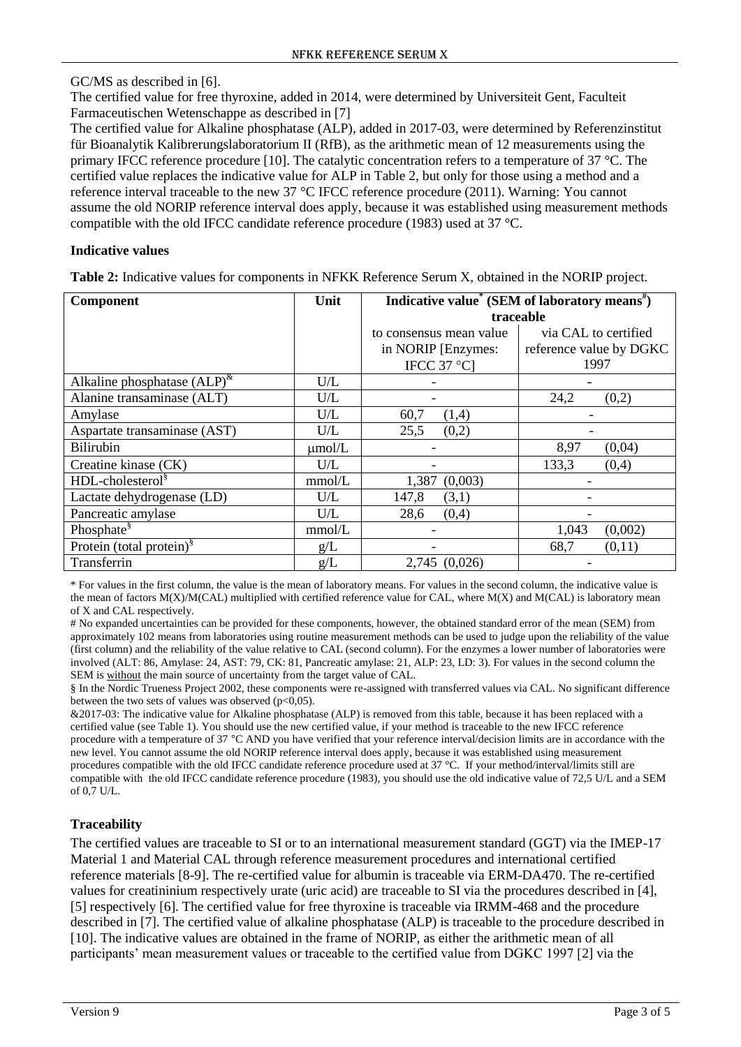GC/MS as described in [6].

The certified value for free thyroxine, added in 2014, were determined by Universiteit Gent, Faculteit Farmaceutischen Wetenschappe as described in [7]

The certified value for Alkaline phosphatase (ALP), added in 2017-03, were determined by Referenzinstitut für Bioanalytik Kalibrerungslaboratorium II (RfB), as the arithmetic mean of 12 measurements using the primary IFCC reference procedure [10]. The catalytic concentration refers to a temperature of 37 °C. The certified value replaces the indicative value for ALP in Table 2, but only for those using a method and a reference interval traceable to the new 37 °C IFCC reference procedure (2011). Warning: You cannot assume the old NORIP reference interval does apply, because it was established using measurement methods compatible with the old IFCC candidate reference procedure (1983) used at 37 °C.

### Indicative values

**Table 2:** Indicative values for components in NFKK Reference Serum X, obtained in the NORIP project.

| Component | Unit | Indicative value* (SEM of laboratory means#) traceable | |
|---|---|---|---|
| | | to consensus mean value in NORIP [Enzymes: IFCC 37 °C] | via CAL to certified reference value by DGKC 1997 |
| Alkaline phosphatase (ALP)& | U/L | - | - |
| Alanine transaminase (ALT) | U/L | - | 24,2 (0,2) |
| Amylase | U/L | 60,7 (1,4) | - |
| Aspartate transaminase (AST) | U/L | 25,5 (0,2) | - |
| Bilirubin | μmol/L | - | 8,97 (0,04) |
| Creatine kinase (CK) | U/L | - | 133,3 (0,4) |
| HDL-cholesterol§ | mmol/L | 1,387 (0,003) | - |
| Lactate dehydrogenase (LD) | U/L | 147,8 (3,1) | - |
| Pancreatic amylase | U/L | 28,6 (0,4) | - |
| Phosphate§ | mmol/L | - | 1,043 (0,002) |
| Protein (total protein)§ | g/L | - | 68,7 (0,11) |
| Transferrin | g/L | 2,745 (0,026) | - |

\* For values in the first column, the value is the mean of laboratory means. For values in the second column, the indicative value is the mean of factors M(X)/M(CAL) multiplied with certified reference value for CAL, where M(X) and M(CAL) is laboratory mean of X and CAL respectively.

\# No expanded uncertainties can be provided for these components, however, the obtained standard error of the mean (SEM) from approximately 102 means from laboratories using routine measurement methods can be used to judge upon the reliability of the value (first column) and the reliability of the value relative to CAL (second column). For the enzymes a lower number of laboratories were involved (ALT: 86, Amylase: 24, AST: 79, CK: 81, Pancreatic amylase: 21, ALP: 23, LD: 3). For values in the second column the SEM is <u>without</u> the main source of uncertainty from the target value of CAL.

§ In the Nordic Trueness Project 2002, these components were re-assigned with transferred values via CAL. No significant difference between the two sets of values was observed ($p<0,05$).

&2017-03: The indicative value for Alkaline phosphatase (ALP) is removed from this table, because it has been replaced with a certified value (see Table 1). You should use the new certified value, if your method is traceable to the new IFCC reference procedure with a temperature of 37 °C AND you have verified that your reference interval/decision limits are in accordance with the new level. You cannot assume the old NORIP reference interval does apply, because it was established using measurement procedures compatible with the old IFCC candidate reference procedure used at 37 °C. If your method/interval/limits still are compatible with the old IFCC candidate reference procedure (1983), you should use the old indicative value of 72,5 U/L and a SEM of 0,7 U/L.

### Traceability

The certified values are traceable to SI or to an international measurement standard (GGT) via the IMEP-17 Material 1 and Material CAL through reference measurement procedures and international certified reference materials [8-9]. The re-certified value for albumin is traceable via ERM-DA470. The re-certified values for creatininium respectively urate (uric acid) are traceable to SI via the procedures described in [4], [5] respectively [6]. The certified value for free thyroxine is traceable via IRMM-468 and the procedure described in [7]. The certified value of alkaline phosphatase (ALP) is traceable to the procedure described in [10]. The indicative values are obtained in the frame of NORIP, as either the arithmetic mean of all participants' mean measurement values or traceable to the certified value from DGKC 1997 [2] via the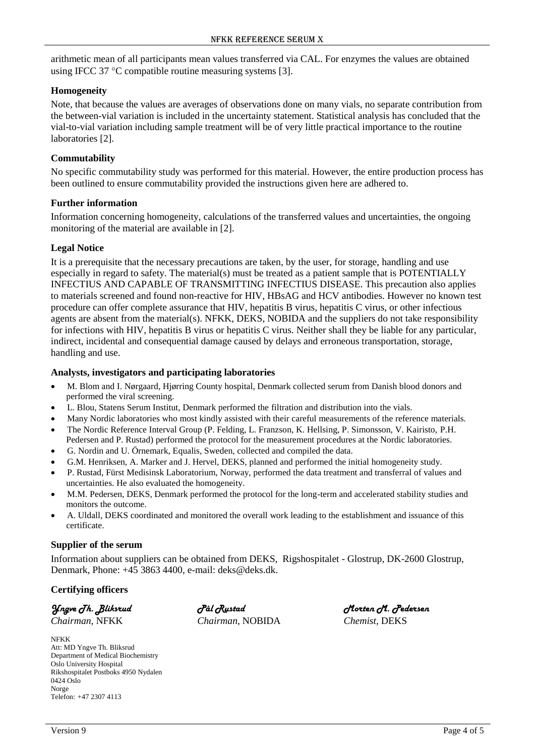arithmetic mean of all participants mean values transferred via CAL. For enzymes the values are obtained using IFCC 37 °C compatible routine measuring systems [3].

### Homogeneity

Note, that because the values are averages of observations done on many vials, no separate contribution from the between-vial variation is included in the uncertainty statement. Statistical analysis has concluded that the vial-to-vial variation including sample treatment will be of very little practical importance to the routine laboratories [2].

### Commutability

No specific commutability study was performed for this material. However, the entire production process has been outlined to ensure commutability provided the instructions given here are adhered to.

### Further information

Information concerning homogeneity, calculations of the transferred values and uncertainties, the ongoing monitoring of the material are available in [2].

### Legal Notice

It is a prerequisite that the necessary precautions are taken, by the user, for storage, handling and use especially in regard to safety. The material(s) must be treated as a patient sample that is POTENTIALLY INFECTIUS AND CAPABLE OF TRANSMITTING INFECTIUS DISEASE. This precaution also applies to materials screened and found non-reactive for HIV, HBsAG and HCV antibodies. However no known test procedure can offer complete assurance that HIV, hepatitis B virus, hepatitis C virus, or other infectious agents are absent from the material(s). NFKK, DEKS, NOBIDA and the suppliers do not take responsibility for infections with HIV, hepatitis B virus or hepatitis C virus. Neither shall they be liable for any particular, indirect, incidental and consequential damage caused by delays and erroneous transportation, storage, handling and use.

### Analysts, investigators and participating laboratories

- M. Blom and I. Nørgaard, Hjørring County hospital, Denmark collected serum from Danish blood donors and performed the viral screening.
- L. Blou, Statens Serum Institut, Denmark performed the filtration and distribution into the vials.
- Many Nordic laboratories who most kindly assisted with their careful measurements of the reference materials.
- The Nordic Reference Interval Group (P. Felding, L. Franzson, K. Hellsing, P. Simonsson, V. Kairisto, P.H. Pedersen and P. Rustad) performed the protocol for the measurement procedures at the Nordic laboratories.
- G. Nordin and U. Örnemark, Equalis, Sweden, collected and compiled the data.
- G.M. Henriksen, A. Marker and J. Hervel, DEKS, planned and performed the initial homogeneity study.
- P. Rustad, Fürst Medisinsk Laboratorium, Norway, performed the data treatment and transferral of values and uncertainties. He also evaluated the homogeneity.
- M.M. Pedersen, DEKS, Denmark performed the protocol for the long-term and accelerated stability studies and monitors the outcome.
- A. Uldall, DEKS coordinated and monitored the overall work leading to the establishment and issuance of this certificate.

### Supplier of the serum

Information about suppliers can be obtained from DEKS, Rigshospitalet - Glostrup, DK-2600 Glostrup, Denmark, Phone: +45 3863 4400, e-mail: deks@deks.dk.

### Certifying officers

| *Yngve Th. Bliksrud* | *Pål Rustad* | *Morten M. Pedersen* |
|---|---|---|
| *Chairman*, NFKK | *Chairman*, NOBIDA | *Chemist*, DEKS |

NFKK
Att: MD Yngve Th. Bliksrud
Department of Medical Biochemistry
Oslo University Hospital
Rikshospitalet Postboks 4950 Nydalen
0424 Oslo
Norge
Telefon: +47 2307 4113

Version 9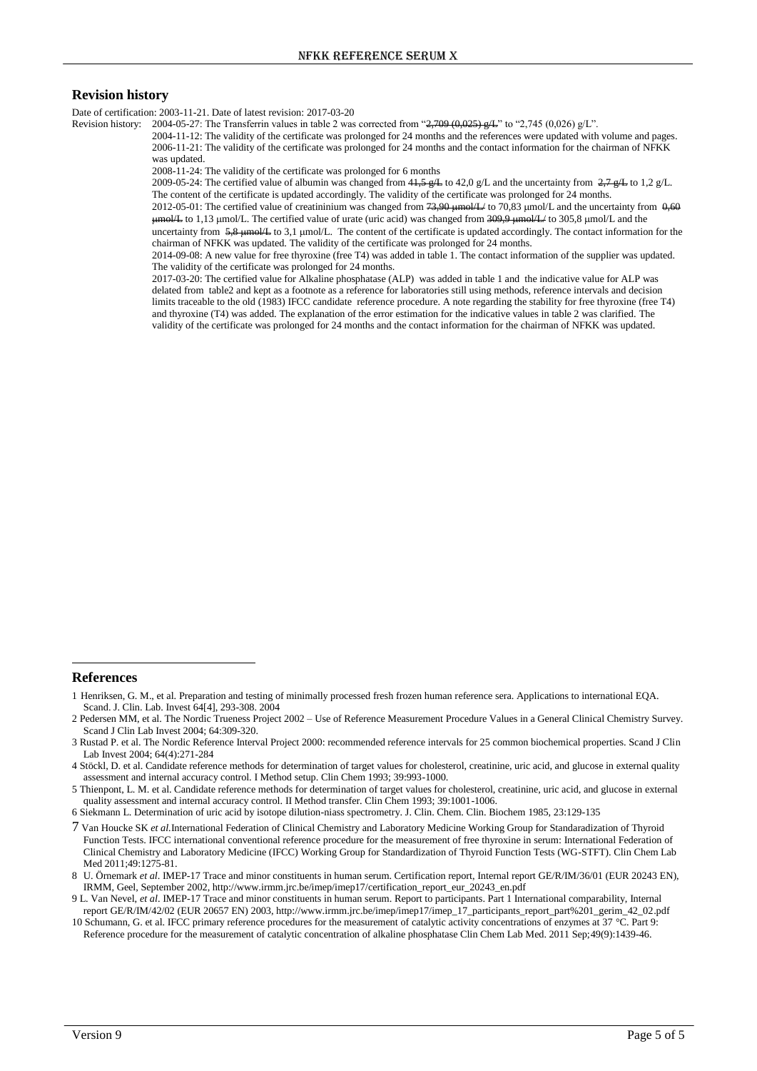## Revision history

Date of certification: 2003-11-21. Date of latest revision: 2017-03-20

Revision history: 2004-05-27: The Transferrin values in table 2 was corrected from "~~2,709 (0,025) g/L~~" to "2,745 (0,026) g/L".

2004-11-12: The validity of the certificate was prolonged for 24 months and the references were updated with volume and pages.

2006-11-21: The validity of the certificate was prolonged for 24 months and the contact information for the chairman of NFKK was updated.

2008-11-24: The validity of the certificate was prolonged for 6 months

2009-05-24: The certified value of albumin was changed from ~~41,5 g/L~~ to 42,0 g/L and the uncertainty from ~~2,7 g/L~~ to 1,2 g/L. The content of the certificate is updated accordingly. The validity of the certificate was prolonged for 24 months.

2012-05-01: The certified value of creatininium was changed from ~~73,90 μmol/L/~~ to 70,83 μmol/L and the uncertainty from ~~0,60 μmol/L~~ to 1,13 μmol/L. The certified value of urate (uric acid) was changed from ~~309,9 μmol/L/~~ to 305,8 μmol/L and the uncertainty from ~~5,8 μmol/L~~ to 3,1 μmol/L. The content of the certificate is updated accordingly. The contact information for the chairman of NFKK was updated. The validity of the certificate was prolonged for 24 months.

2014-09-08: A new value for free thyroxine (free T4) was added in table 1. The contact information of the supplier was updated. The validity of the certificate was prolonged for 24 months.

2017-03-20: The certified value for Alkaline phosphatase (ALP) was added in table 1 and the indicative value for ALP was delated from table2 and kept as a footnote as a reference for laboratories still using methods, reference intervals and decision limits traceable to the old (1983) IFCC candidate reference procedure. A note regarding the stability for free thyroxine (free T4) and thyroxine (T4) was added. The explanation of the error estimation for the indicative values in table 2 was clarified. The validity of the certificate was prolonged for 24 months and the contact information for the chairman of NFKK was updated.

## References

1 Henriksen, G. M., et al. Preparation and testing of minimally processed fresh frozen human reference sera. Applications to international EQA. Scand. J. Clin. Lab. Invest 64[4], 293-308. 2004

2 Pedersen MM, et al. The Nordic Trueness Project 2002 – Use of Reference Measurement Procedure Values in a General Clinical Chemistry Survey. Scand J Clin Lab Invest 2004; 64:309-320.

3 Rustad P. et al. The Nordic Reference Interval Project 2000: recommended reference intervals for 25 common biochemical properties. Scand J Clin Lab Invest 2004; 64(4):271-284

4 Stöckl, D. et al. Candidate reference methods for determination of target values for cholesterol, creatinine, uric acid, and glucose in external quality assessment and internal accuracy control. I Method setup. Clin Chem 1993; 39:993-1000.

5 Thienpont, L. M. et al. Candidate reference methods for determination of target values for cholesterol, creatinine, uric acid, and glucose in external quality assessment and internal accuracy control. II Method transfer. Clin Chem 1993; 39:1001-1006.

6 Siekmann L. Determination of uric acid by isotope dilution-niass spectrometry. J. Clin. Chem. Clin. Biochem 1985, 23:129-135

7 Van Houcke SK *et al.*International Federation of Clinical Chemistry and Laboratory Medicine Working Group for Standaradization of Thyroid Function Tests. IFCC international conventional reference procedure for the measurement of free thyroxine in serum: International Federation of Clinical Chemistry and Laboratory Medicine (IFCC) Working Group for Standardization of Thyroid Function Tests (WG-STFT). Clin Chem Lab Med 2011;49:1275-81.

8 U. Örnemark *et al*. IMEP-17 Trace and minor constituents in human serum. Certification report, Internal report GE/R/IM/36/01 (EUR 20243 EN), IRMM, Geel, September 2002, http://www.irmm.jrc.be/imep/imep17/certification_report_eur_20243_en.pdf

9 L. Van Nevel, *et al*. IMEP-17 Trace and minor constituents in human serum. Report to participants. Part 1 International comparability, Internal report GE/R/IM/42/02 (EUR 20657 EN) 2003, http://www.irmm.jrc.be/imep/imep17/imep_17_participants_report_part%201_gerim_42_02.pdf

10 Schumann, G. et al. IFCC primary reference procedures for the measurement of catalytic activity concentrations of enzymes at 37 °C. Part 9: Reference procedure for the measurement of catalytic concentration of alkaline phosphatase Clin Chem Lab Med. 2011 Sep;49(9):1439-46.